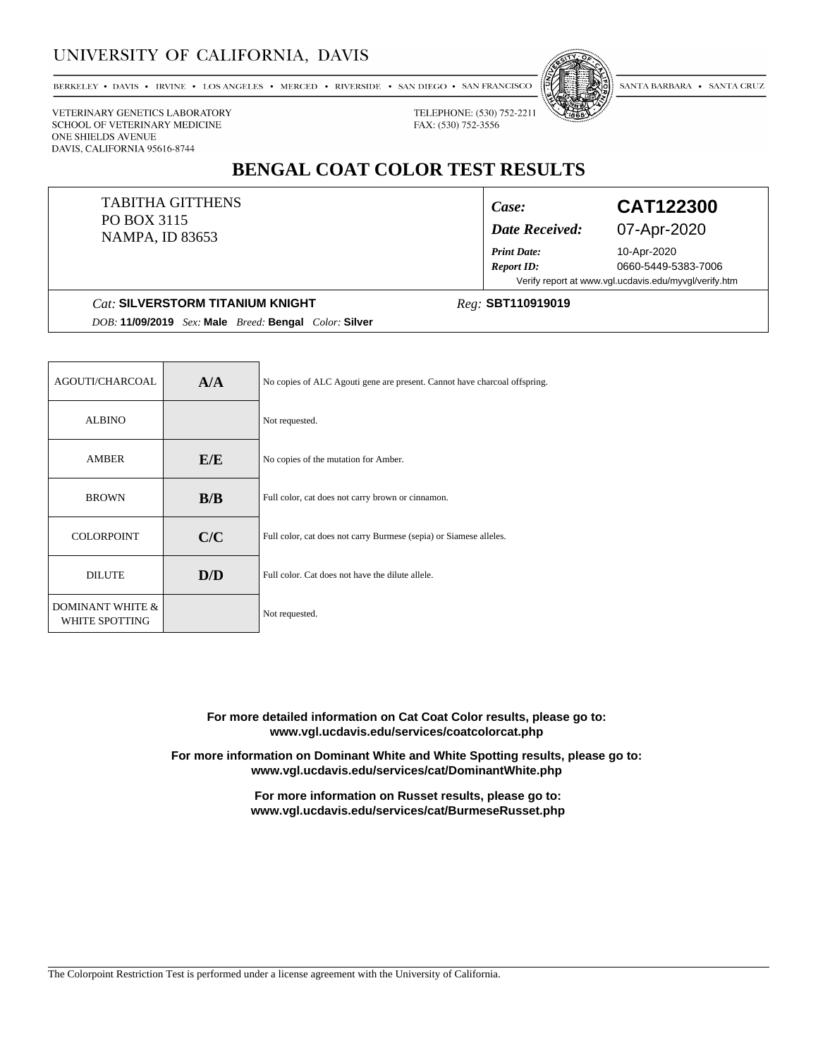# UNIVERSITY OF CALIFORNIA, DAVIS

BERKELEY • DAVIS • IRVINE • LOS ANGELES • MERCED • RIVERSIDE • SAN DIEGO • SAN FRANCISCO • SANTA BARBARA • SANTA CRUZ

VETERINARY GENETICS LABORATORY
SCHOOL OF VETERINARY MEDICINE
ONE SHIELDS AVENUE
DAVIS, CALIFORNIA 95616-8744

TELEPHONE: (530) 752-2211
FAX: (530) 752-3556

## BENGAL COAT COLOR TEST RESULTS

TABITHA GITTHENS
PO BOX 3115
NAMPA, ID 83653

*Case:* **CAT122300**
*Date Received:* 07-Apr-2020
*Print Date:* 10-Apr-2020
*Report ID:* 0660-5449-5383-7006
Verify report at www.vgl.ucdavis.edu/myvgl/verify.htm

*Cat:* **SILVERSTORM TITANIUM KNIGHT** *Reg:* **SBT110919019**
*DOB:* **11/09/2019** *Sex:* **Male** *Breed:* **Bengal** *Color:* **Silver**

| Test | Result | Interpretation |
|---|---|---|
| AGOUTI/CHARCOAL | **A/A** | No copies of ALC Agouti gene are present. Cannot have charcoal offspring. |
| ALBINO | | Not requested. |
| AMBER | **E/E** | No copies of the mutation for Amber. |
| BROWN | **B/B** | Full color, cat does not carry brown or cinnamon. |
| COLORPOINT | **C/C** | Full color, cat does not carry Burmese (sepia) or Siamese alleles. |
| DILUTE | **D/D** | Full color. Cat does not have the dilute allele. |
| DOMINANT WHITE & WHITE SPOTTING | | Not requested. |

**For more detailed information on Cat Coat Color results, please go to: www.vgl.ucdavis.edu/services/coatcolorcat.php**

**For more information on Dominant White and White Spotting results, please go to: www.vgl.ucdavis.edu/services/cat/DominantWhite.php**

**For more information on Russet results, please go to: www.vgl.ucdavis.edu/services/cat/BurmeseRusset.php**

The Colorpoint Restriction Test is performed under a license agreement with the University of California.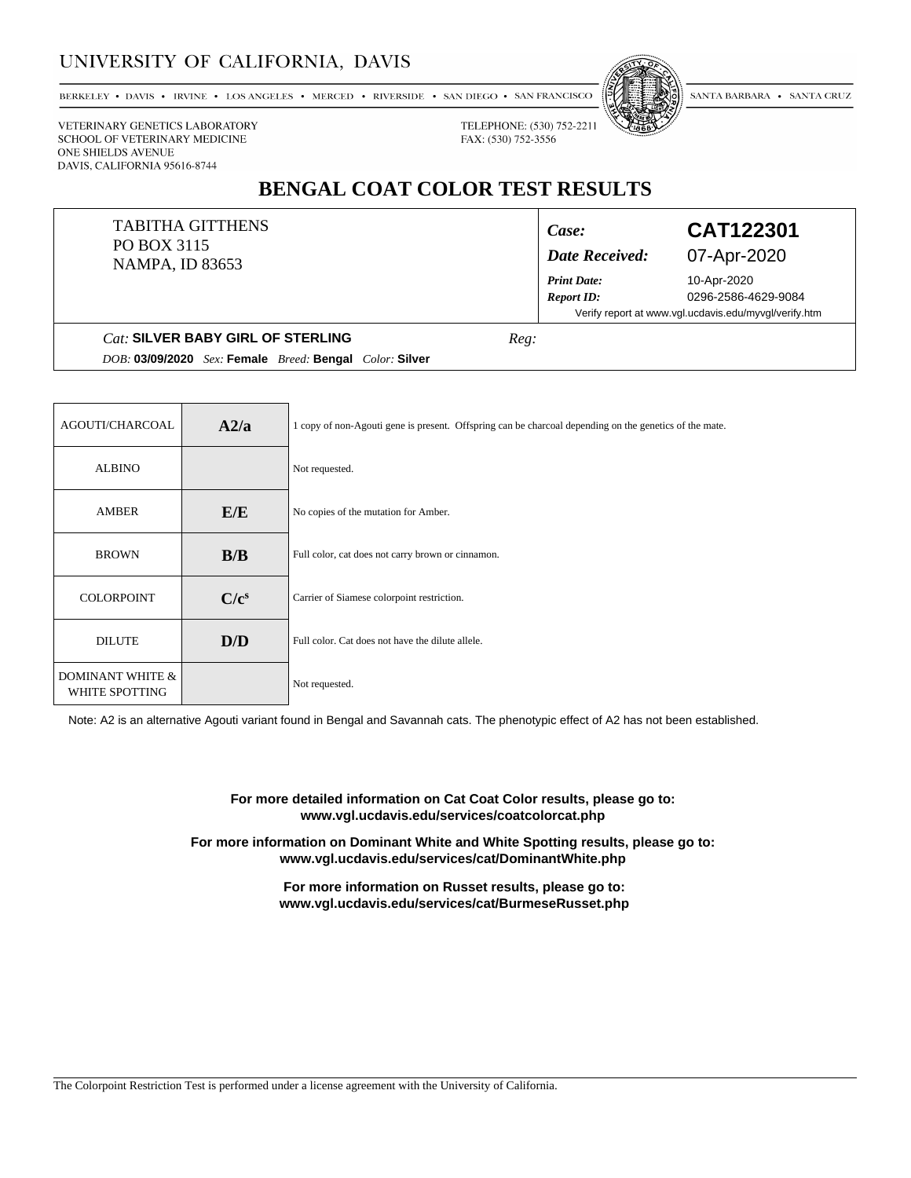UNIVERSITY OF CALIFORNIA, DAVIS

BERKELEY • DAVIS • IRVINE • LOS ANGELES • MERCED • RIVERSIDE • SAN DIEGO • SAN FRANCISCO • SANTA BARBARA • SANTA CRUZ

VETERINARY GENETICS LABORATORY
SCHOOL OF VETERINARY MEDICINE
ONE SHIELDS AVENUE
DAVIS, CALIFORNIA 95616-8744

TELEPHONE: (530) 752-2211
FAX: (530) 752-3556

# BENGAL COAT COLOR TEST RESULTS

TABITHA GITTHENS
PO BOX 3115
NAMPA, ID 83653

| | |
|---|---|
| *Case:* | **CAT122301** |
| *Date Received:* | 07-Apr-2020 |
| *Print Date:* | 10-Apr-2020 |
| *Report ID:* | 0296-2586-4629-9084 |

Verify report at www.vgl.ucdavis.edu/myvgl/verify.htm

*Cat:* **SILVER BABY GIRL OF STERLING** *Reg:*

*DOB:* **03/09/2020** *Sex:* **Female** *Breed:* **Bengal** *Color:* **Silver**

| | | |
|---|---|---|
| AGOUTI/CHARCOAL | **A2/a** | 1 copy of non-Agouti gene is present. Offspring can be charcoal depending on the genetics of the mate. |
| ALBINO | | Not requested. |
| AMBER | **E/E** | No copies of the mutation for Amber. |
| BROWN | **B/B** | Full color, cat does not carry brown or cinnamon. |
| COLORPOINT | **C/$c^s$** | Carrier of Siamese colorpoint restriction. |
| DILUTE | **D/D** | Full color. Cat does not have the dilute allele. |
| DOMINANT WHITE & WHITE SPOTTING | | Not requested. |

Note: A2 is an alternative Agouti variant found in Bengal and Savannah cats. The phenotypic effect of A2 has not been established.

**For more detailed information on Cat Coat Color results, please go to:**
**www.vgl.ucdavis.edu/services/coatcolorcat.php**

**For more information on Dominant White and White Spotting results, please go to:**
**www.vgl.ucdavis.edu/services/cat/DominantWhite.php**

**For more information on Russet results, please go to:**
**www.vgl.ucdavis.edu/services/cat/BurmeseRusset.php**

The Colorpoint Restriction Test is performed under a license agreement with the University of California.